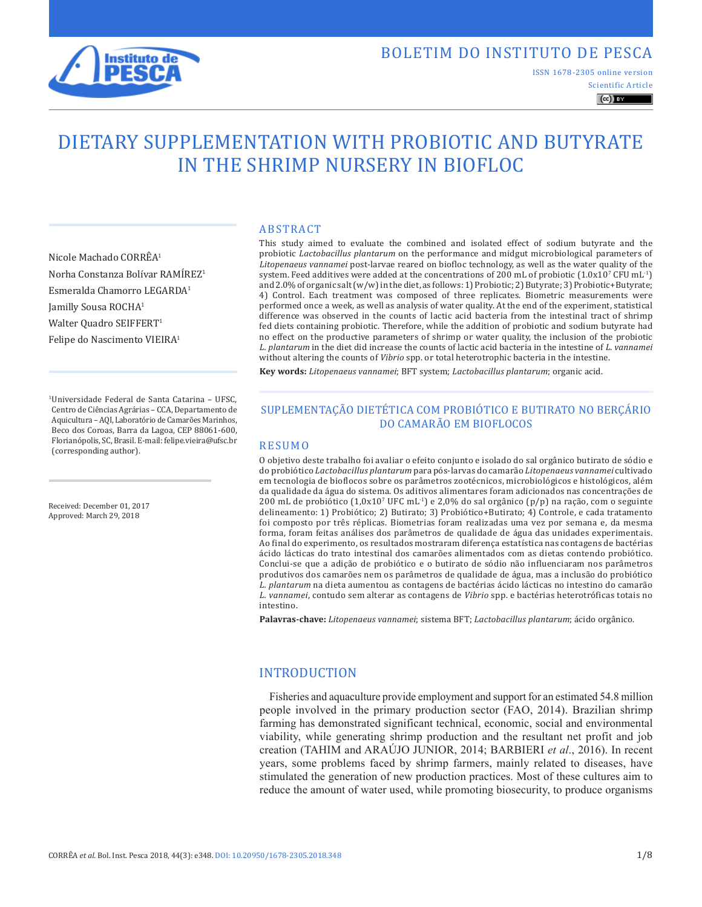BOLETIM DO INSTITUTO DE PESCA

ISSN 1678-2305 online version

Scientific Article

# DIETARY SUPPLEMENTATION WITH PROBIOTIC AND BUTYRATE IN THE SHRIMP NURSERY IN BIOFLOC

Nicole Machado CORRÊA[1]
Norha Constanza Bolívar RAMÍREZ[1]
Esmeralda Chamorro LEGARDA[1]
Jamilly Sousa ROCHA[1]
Walter Quadro SEIFFERT[1]
Felipe do Nascimento VIEIRA[1]

[1]Universidade Federal de Santa Catarina – UFSC, Centro de Ciências Agrárias – CCA, Departamento de Aquicultura – AQI, Laboratório de Camarões Marinhos, Beco dos Coroas, Barra da Lagoa, CEP 88061-600, Florianópolis, SC, Brasil. E-mail: felipe.vieira@ufsc.br (corresponding author).

Received: December 01, 2017
Approved: March 29, 2018

## ABSTRACT

This study aimed to evaluate the combined and isolated effect of sodium butyrate and the probiotic *Lactobacillus plantarum* on the performance and midgut microbiological parameters of *Litopenaeus vannamei* post-larvae reared on biofloc technology, as well as the water quality of the system. Feed additives were added at the concentrations of 200 mL of probiotic ($1.0 \times 10^7$ CFU $mL^{-1}$) and 2.0% of organic salt (w/w) in the diet, as follows: 1) Probiotic; 2) Butyrate; 3) Probiotic+Butyrate; 4) Control. Each treatment was composed of three replicates. Biometric measurements were performed once a week, as well as analysis of water quality. At the end of the experiment, statistical difference was observed in the counts of lactic acid bacteria from the intestinal tract of shrimp fed diets containing probiotic. Therefore, while the addition of probiotic and sodium butyrate had no effect on the productive parameters of shrimp or water quality, the inclusion of the probiotic *L. plantarum* in the diet did increase the counts of lactic acid bacteria in the intestine of *L. vannamei* without altering the counts of *Vibrio* spp. or total heterotrophic bacteria in the intestine.

**Key words:** *Litopenaeus vannamei*; BFT system; *Lactobacillus plantarum*; organic acid.

## SUPLEMENTAÇÃO DIETÉTICA COM PROBIÓTICO E BUTIRATO NO BERÇÁRIO DO CAMARÃO EM BIOFLOCOS

## RESUMO

O objetivo deste trabalho foi avaliar o efeito conjunto e isolado do sal orgânico butirato de sódio e do probiótico *Lactobacillus plantarum* para pós-larvas do camarão *Litopenaeus vannamei* cultivado em tecnologia de bioflocos sobre os parâmetros zootécnicos, microbiológicos e histológicos, além da qualidade da água do sistema. Os aditivos alimentares foram adicionados nas concentrações de 200 mL de probiótico ($1,0 \times 10^7$ UFC $mL^{-1}$) e 2,0% do sal orgânico (p/p) na ração, com o seguinte delineamento: 1) Probiótico; 2) Butirato; 3) Probiótico+Butirato; 4) Controle, e cada tratamento foi composto por três réplicas. Biometrias foram realizadas uma vez por semana e, da mesma forma, foram feitas análises dos parâmetros de qualidade de água das unidades experimentais. Ao final do experimento, os resultados mostraram diferença estatística nas contagens de bactérias ácido lácticas do trato intestinal dos camarões alimentados com as dietas contendo probiótico. Conclui-se que a adição de probiótico e o butirato de sódio não influenciaram nos parâmetros produtivos dos camarões nem os parâmetros de qualidade de água, mas a inclusão do probiótico *L. plantarum* na dieta aumentou as contagens de bactérias ácido lácticas no intestino do camarão *L. vannamei*, contudo sem alterar as contagens de *Vibrio* spp. e bactérias heterotróficas totais no intestino.

**Palavras-chave:** *Litopenaeus vannamei*; sistema BFT; *Lactobacillus plantarum*; ácido orgânico.

## INTRODUCTION

Fisheries and aquaculture provide employment and support for an estimated 54.8 million people involved in the primary production sector (FAO, 2014). Brazilian shrimp farming has demonstrated significant technical, economic, social and environmental viability, while generating shrimp production and the resultant net profit and job creation (TAHIM and ARAÚJO JUNIOR, 2014; BARBIERI *et al*., 2016). In recent years, some problems faced by shrimp farmers, mainly related to diseases, have stimulated the generation of new production practices. Most of these cultures aim to reduce the amount of water used, while promoting biosecurity, to produce organisms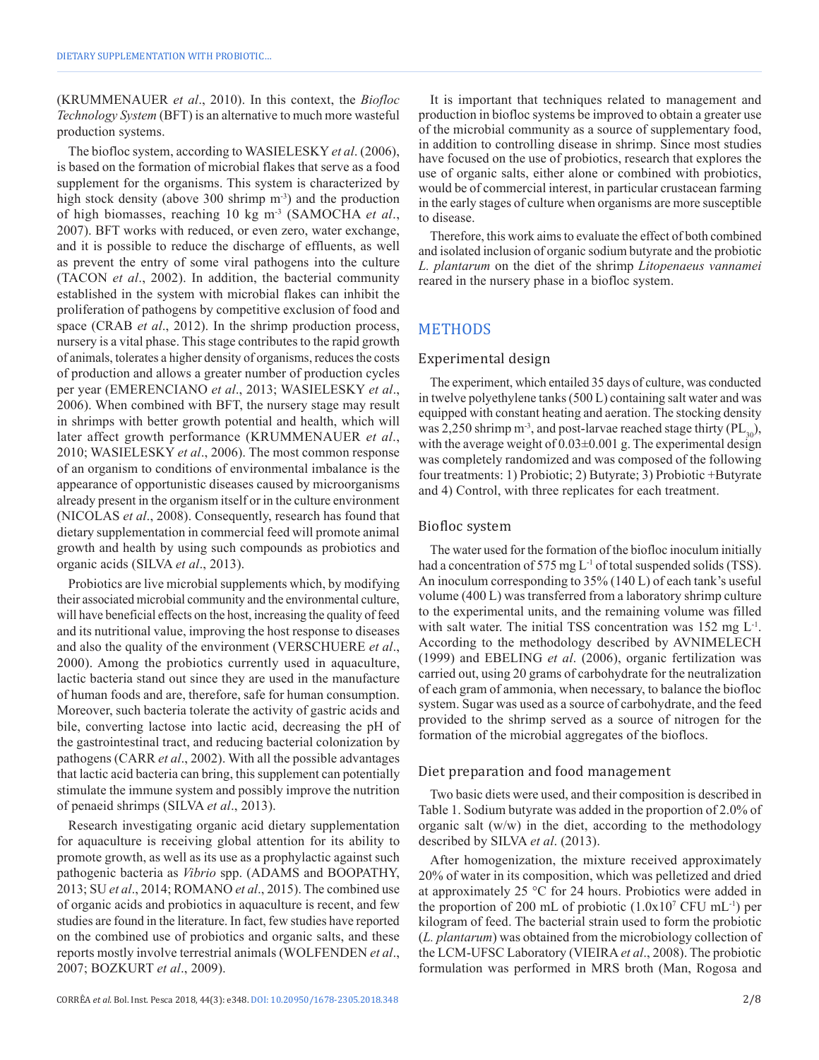(KRUMMENAUER *et al*., 2010). In this context, the *Biofloc Technology System* (BFT) is an alternative to much more wasteful production systems.

The biofloc system, according to WASIELESKY *et al*. (2006), is based on the formation of microbial flakes that serve as a food supplement for the organisms. This system is characterized by high stock density (above 300 shrimp $m^{-3}$) and the production of high biomasses, reaching 10 kg $m^{-3}$ (SAMOCHA *et al*., 2007). BFT works with reduced, or even zero, water exchange, and it is possible to reduce the discharge of effluents, as well as prevent the entry of some viral pathogens into the culture (TACON *et al*., 2002). In addition, the bacterial community established in the system with microbial flakes can inhibit the proliferation of pathogens by competitive exclusion of food and space (CRAB *et al*., 2012). In the shrimp production process, nursery is a vital phase. This stage contributes to the rapid growth of animals, tolerates a higher density of organisms, reduces the costs of production and allows a greater number of production cycles per year (EMERENCIANO *et al*., 2013; WASIELESKY *et al*., 2006). When combined with BFT, the nursery stage may result in shrimps with better growth potential and health, which will later affect growth performance (KRUMMENAUER *et al*., 2010; WASIELESKY *et al*., 2006). The most common response of an organism to conditions of environmental imbalance is the appearance of opportunistic diseases caused by microorganisms already present in the organism itself or in the culture environment (NICOLAS *et al*., 2008). Consequently, research has found that dietary supplementation in commercial feed will promote animal growth and health by using such compounds as probiotics and organic acids (SILVA *et al*., 2013).

Probiotics are live microbial supplements which, by modifying their associated microbial community and the environmental culture, will have beneficial effects on the host, increasing the quality of feed and its nutritional value, improving the host response to diseases and also the quality of the environment (VERSCHUERE *et al*., 2000). Among the probiotics currently used in aquaculture, lactic bacteria stand out since they are used in the manufacture of human foods and are, therefore, safe for human consumption. Moreover, such bacteria tolerate the activity of gastric acids and bile, converting lactose into lactic acid, decreasing the pH of the gastrointestinal tract, and reducing bacterial colonization by pathogens (CARR *et al*., 2002). With all the possible advantages that lactic acid bacteria can bring, this supplement can potentially stimulate the immune system and possibly improve the nutrition of penaeid shrimps (SILVA *et al*., 2013).

Research investigating organic acid dietary supplementation for aquaculture is receiving global attention for its ability to promote growth, as well as its use as a prophylactic against such pathogenic bacteria as *Vibrio* spp. (ADAMS and BOOPATHY, 2013; SU *et al*., 2014; ROMANO *et al*., 2015). The combined use of organic acids and probiotics in aquaculture is recent, and few studies are found in the literature. In fact, few studies have reported on the combined use of probiotics and organic salts, and these reports mostly involve terrestrial animals (WOLFENDEN *et al*., 2007; BOZKURT *et al*., 2009).

It is important that techniques related to management and production in biofloc systems be improved to obtain a greater use of the microbial community as a source of supplementary food, in addition to controlling disease in shrimp. Since most studies have focused on the use of probiotics, research that explores the use of organic salts, either alone or combined with probiotics, would be of commercial interest, in particular crustacean farming in the early stages of culture when organisms are more susceptible to disease.

Therefore, this work aims to evaluate the effect of both combined and isolated inclusion of organic sodium butyrate and the probiotic *L. plantarum* on the diet of the shrimp *Litopenaeus vannamei* reared in the nursery phase in a biofloc system.

## METHODS

### Experimental design

The experiment, which entailed 35 days of culture, was conducted in twelve polyethylene tanks (500 L) containing salt water and was equipped with constant heating and aeration. The stocking density was 2,250 shrimp $m^{-3}$, and post-larvae reached stage thirty ($PL_{30}$), with the average weight of 0.03±0.001 g. The experimental design was completely randomized and was composed of the following four treatments: 1) Probiotic; 2) Butyrate; 3) Probiotic +Butyrate and 4) Control, with three replicates for each treatment.

### Biofloc system

The water used for the formation of the biofloc inoculum initially had a concentration of 575 mg $L^{-1}$ of total suspended solids (TSS). An inoculum corresponding to 35% (140 L) of each tank's useful volume (400 L) was transferred from a laboratory shrimp culture to the experimental units, and the remaining volume was filled with salt water. The initial TSS concentration was 152 mg $L^{-1}$. According to the methodology described by AVNIMELECH (1999) and EBELING *et al*. (2006), organic fertilization was carried out, using 20 grams of carbohydrate for the neutralization of each gram of ammonia, when necessary, to balance the biofloc system. Sugar was used as a source of carbohydrate, and the feed provided to the shrimp served as a source of nitrogen for the formation of the microbial aggregates of the bioflocs.

### Diet preparation and food management

Two basic diets were used, and their composition is described in Table 1. Sodium butyrate was added in the proportion of 2.0% of organic salt (w/w) in the diet, according to the methodology described by SILVA *et al*. (2013).

After homogenization, the mixture received approximately 20% of water in its composition, which was pelletized and dried at approximately 25 °C for 24 hours. Probiotics were added in the proportion of 200 mL of probiotic ($1.0 \times 10^{7}$ CFU $mL^{-1}$) per kilogram of feed. The bacterial strain used to form the probiotic (*L. plantarum*) was obtained from the microbiology collection of the LCM-UFSC Laboratory (VIEIRA *et al*., 2008). The probiotic formulation was performed in MRS broth (Man, Rogosa and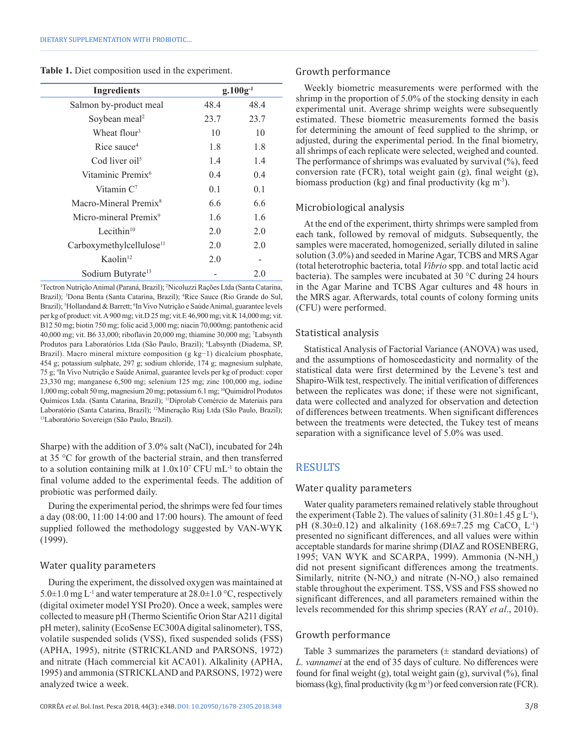**Table 1.** Diet composition used in the experiment.

| Ingredients | $g.100g^{-1}$ | |
|---|---|---|
| Salmon by-product meal | 48.4 | 48.4 |
| Soybean meal[2] | 23.7 | 23.7 |
| Wheat flour[3] | 10 | 10 |
| Rice sauce[4] | 1.8 | 1.8 |
| Cod liver oil[5] | 1.4 | 1.4 |
| Vitaminic Premix[6] | 0.4 | 0.4 |
| Vitamin C[7] | 0.1 | 0.1 |
| Macro-Mineral Premix[8] | 6.6 | 6.6 |
| Micro-mineral Premix[9] | 1.6 | 1.6 |
| Lecithin[10] | 2.0 | 2.0 |
| Carboxymethylcellulose[11] | 2.0 | 2.0 |
| Kaolin[12] | 2.0 | - |
| Sodium Butyrate[13] | - | 2.0 |

[1]Tectron Nutrição Animal (Paraná, Brazil); [2]Nicoluzzi Rações Ltda (Santa Catarina, Brazil); [3]Dona Benta (Santa Catarina, Brazil); [4]Rice Sauce (Rio Grande do Sul, Brazil); [5]Hollandand & Barrett; [6]In Vivo Nutrição e Saúde Animal, guarantee levels per kg of product: vit. A 900 mg; vit.D 25 mg; vit.E 46,900 mg; vit.K 14,000 mg; vit. B12 50 mg; biotin 750 mg; folic acid 3,000 mg; niacin 70,000mg; pantothenic acid 40,000 mg; vit. B6 33,000; riboflavin 20,000 mg; thiamine 30,000 mg; [7]Labsynth Produtos para Laboratórios Ltda (São Paulo, Brazil); [8]Labsynth (Diadema, SP, Brazil). Macro mineral mixture composition (g kg−1) dicalcium phosphate, 454 g; potassium sulphate, 297 g; sodium chloride, 174 g; magnesium sulphate, 75 g; [9]In Vivo Nutrição e Saúde Animal, guarantee levels per kg of product: coper 23,330 mg; manganese 6,500 mg; selenium 125 mg; zinc 100,000 mg, iodine 1,000 mg; cobalt 50 mg, magnesium 20 mg; potassium 6.1 mg; [10]Quimidrol Produtos Químicos Ltda. (Santa Catarina, Brazil); [11]Diprolab Comércio de Materiais para Laboratório (Santa Catarina, Brazil); [12]Mineração Riaj Ltda (São Paulo, Brazil); [13]Laboratório Sovereign (São Paulo, Brazil).

Sharpe) with the addition of 3.0% salt (NaCl), incubated for 24h at 35 °C for growth of the bacterial strain, and then transferred to a solution containing milk at $1.0x10^{7}$ CFU $mL^{-1}$ to obtain the final volume added to the experimental feeds. The addition of probiotic was performed daily.

During the experimental period, the shrimps were fed four times a day (08:00, 11:00 14:00 and 17:00 hours). The amount of feed supplied followed the methodology suggested by VAN-WYK (1999).

### Water quality parameters

During the experiment, the dissolved oxygen was maintained at 5.0±1.0 mg $L^{-1}$ and water temperature at 28.0±1.0 °C, respectively (digital oximeter model YSI Pro20). Once a week, samples were collected to measure pH (Thermo Scientific Orion Star A211 digital pH meter), salinity (EcoSense EC300A digital salinometer), TSS, volatile suspended solids (VSS), fixed suspended solids (FSS) (APHA, 1995), nitrite (STRICKLAND and PARSONS, 1972) and nitrate (Hach commercial kit ACA01). Alkalinity (APHA, 1995) and ammonia (STRICKLAND and PARSONS, 1972) were analyzed twice a week.

### Growth performance

Weekly biometric measurements were performed with the shrimp in the proportion of 5.0% of the stocking density in each experimental unit. Average shrimp weights were subsequently estimated. These biometric measurements formed the basis for determining the amount of feed supplied to the shrimp, or adjusted, during the experimental period. In the final biometry, all shrimps of each replicate were selected, weighed and counted. The performance of shrimps was evaluated by survival (%), feed conversion rate (FCR), total weight gain (g), final weight (g), biomass production (kg) and final productivity (kg $m^{-3}$).

### Microbiological analysis

At the end of the experiment, thirty shrimps were sampled from each tank, followed by removal of midguts. Subsequently, the samples were macerated, homogenized, serially diluted in saline solution (3.0%) and seeded in Marine Agar, TCBS and MRS Agar (total heterotrophic bacteria, total *Vibrio* spp. and total lactic acid bacteria). The samples were incubated at 30 °C during 24 hours in the Agar Marine and TCBS Agar cultures and 48 hours in the MRS agar. Afterwards, total counts of colony forming units (CFU) were performed.

### Statistical analysis

Statistical Analysis of Factorial Variance (ANOVA) was used, and the assumptions of homoscedasticity and normality of the statistical data were first determined by the Levene's test and Shapiro-Wilk test, respectively. The initial verification of differences between the replicates was done; if these were not significant, data were collected and analyzed for observation and detection of differences between treatments. When significant differences between the treatments were detected, the Tukey test of means separation with a significance level of 5.0% was used.

## RESULTS

### Water quality parameters

Water quality parameters remained relatively stable throughout the experiment (Table 2). The values of salinity (31.80±1.45 g $L^{-1}$), pH (8.30±0.12) and alkalinity (168.69±7.25 mg $CaCO_3$ $L^{-1}$) presented no significant differences, and all values were within acceptable standards for marine shrimp (DIAZ and ROSENBERG, 1995; VAN WYK and SCARPA, 1999). Ammonia ($N\text{-}NH_3$) did not present significant differences among the treatments. Similarly, nitrite ($N\text{-}NO_2$) and nitrate ($N\text{-}NO_3$) also remained stable throughout the experiment. TSS, VSS and FSS showed no significant differences, and all parameters remained within the levels recommended for this shrimp species (RAY *et al*., 2010).

### Growth performance

Table 3 summarizes the parameters (± standard deviations) of *L. vannamei* at the end of 35 days of culture. No differences were found for final weight (g), total weight gain (g), survival (%), final biomass (kg), final productivity (kg $m^{-3}$) or feed conversion rate (FCR).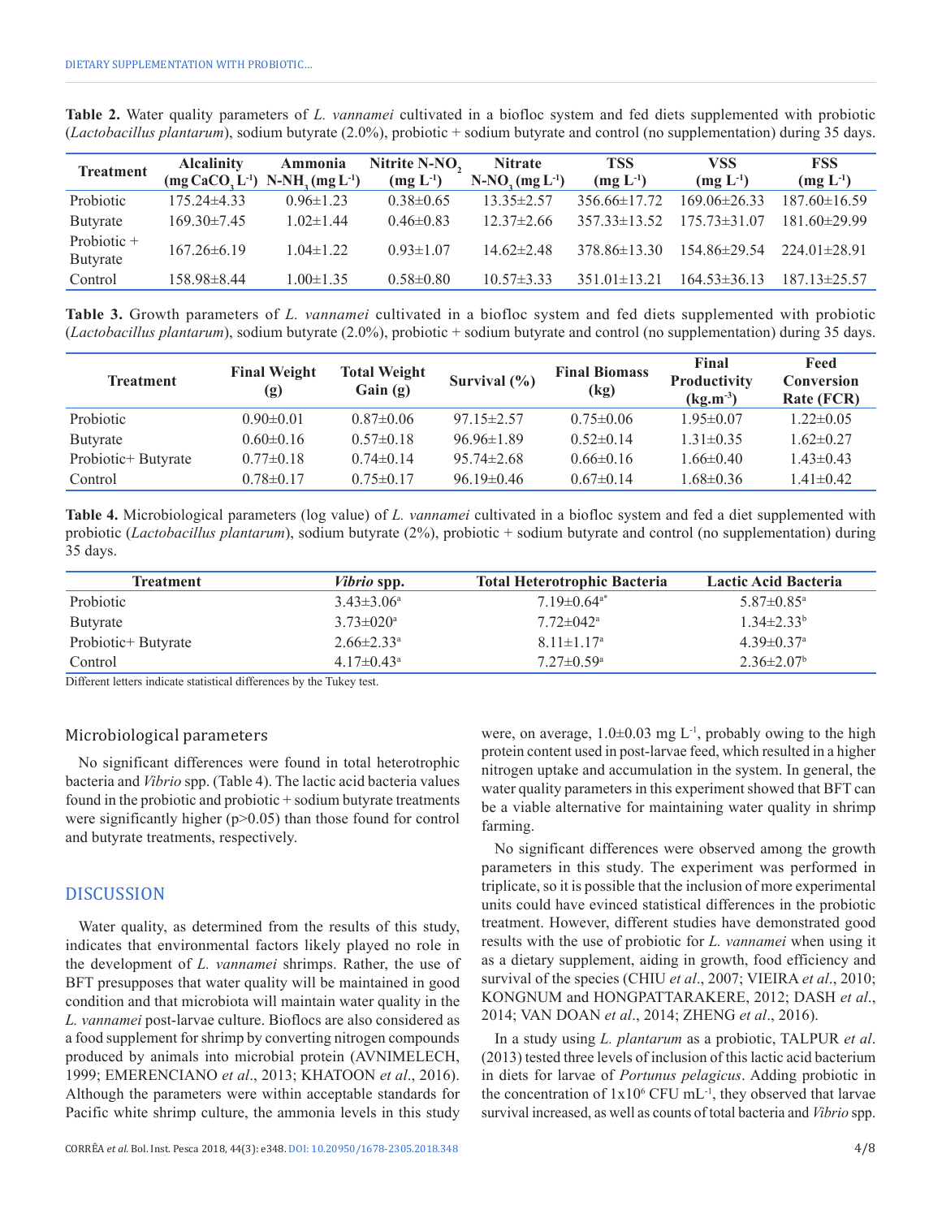**Table 2.** Water quality parameters of *L. vannamei* cultivated in a biofloc system and fed diets supplemented with probiotic (*Lactobacillus plantarum*), sodium butyrate (2.0%), probiotic + sodium butyrate and control (no supplementation) during 35 days.

| Treatment | Alcalinity (mg $CaCO_3$ $L^{-1}$) | Ammonia N-$NH_3$ (mg $L^{-1}$) | Nitrite N-$NO_2$ (mg $L^{-1}$) | Nitrate N-$NO_3$ (mg $L^{-1}$) | TSS (mg $L^{-1}$) | VSS (mg $L^{-1}$) | FSS (mg $L^{-1}$) |
|---|---|---|---|---|---|---|---|
| Probiotic | 175.24±4.33 | 0.96±1.23 | 0.38±0.65 | 13.35±2.57 | 356.66±17.72 | 169.06±26.33 | 187.60±16.59 |
| Butyrate | 169.30±7.45 | 1.02±1.44 | 0.46±0.83 | 12.37±2.66 | 357.33±13.52 | 175.73±31.07 | 181.60±29.99 |
| Probiotic + Butyrate | 167.26±6.19 | 1.04±1.22 | 0.93±1.07 | 14.62±2.48 | 378.86±13.30 | 154.86±29.54 | 224.01±28.91 |
| Control | 158.98±8.44 | 1.00±1.35 | 0.58±0.80 | 10.57±3.33 | 351.01±13.21 | 164.53±36.13 | 187.13±25.57 |

**Table 3.** Growth parameters of *L. vannamei* cultivated in a biofloc system and fed diets supplemented with probiotic (*Lactobacillus plantarum*), sodium butyrate (2.0%), probiotic + sodium butyrate and control (no supplementation) during 35 days.

| Treatment | Final Weight (g) | Total Weight Gain (g) | Survival (%) | Final Biomass (kg) | Final Productivity (kg.m$^{-3}$) | Feed Conversion Rate (FCR) |
|---|---|---|---|---|---|---|
| Probiotic | 0.90±0.01 | 0.87±0.06 | 97.15±2.57 | 0.75±0.06 | 1.95±0.07 | 1.22±0.05 |
| Butyrate | 0.60±0.16 | 0.57±0.18 | 96.96±1.89 | 0.52±0.14 | 1.31±0.35 | 1.62±0.27 |
| Probiotic+ Butyrate | 0.77±0.18 | 0.74±0.14 | 95.74±2.68 | 0.66±0.16 | 1.66±0.40 | 1.43±0.43 |
| Control | 0.78±0.17 | 0.75±0.17 | 96.19±0.46 | 0.67±0.14 | 1.68±0.36 | 1.41±0.42 |

**Table 4.** Microbiological parameters (log value) of *L. vannamei* cultivated in a biofloc system and fed a diet supplemented with probiotic (*Lactobacillus plantarum*), sodium butyrate (2%), probiotic + sodium butyrate and control (no supplementation) during 35 days.

| Treatment | *Vibrio* spp. | Total Heterotrophic Bacteria | Lactic Acid Bacteria |
|---|---|---|---|
| Probiotic | 3.43±3.06[a] | 7.19±0.64[a*] | 5.87±0.85[a] |
| Butyrate | 3.73±020[a] | 7.72±042[a] | 1.34±2.33[b] |
| Probiotic+ Butyrate | 2.66±2.33[a] | 8.11±1.17[a] | 4.39±0.37[a] |
| Control | 4.17±0.43[a] | 7.27±0.59[a] | 2.36±2.07[b] |

Different letters indicate statistical differences by the Tukey test.

## Microbiological parameters

No significant differences were found in total heterotrophic bacteria and *Vibrio* spp. (Table 4). The lactic acid bacteria values found in the probiotic and probiotic + sodium butyrate treatments were significantly higher ($p>0.05$) than those found for control and butyrate treatments, respectively.

## DISCUSSION

Water quality, as determined from the results of this study, indicates that environmental factors likely played no role in the development of *L. vannamei* shrimps. Rather, the use of BFT presupposes that water quality will be maintained in good condition and that microbiota will maintain water quality in the *L. vannamei* post-larvae culture. Bioflocs are also considered as a food supplement for shrimp by converting nitrogen compounds produced by animals into microbial protein (AVNIMELECH, 1999; EMERENCIANO *et al*., 2013; KHATOON *et al*., 2016). Although the parameters were within acceptable standards for Pacific white shrimp culture, the ammonia levels in this study were, on average, 1.0±0.03 mg $L^{-1}$, probably owing to the high protein content used in post-larvae feed, which resulted in a higher nitrogen uptake and accumulation in the system. In general, the water quality parameters in this experiment showed that BFT can be a viable alternative for maintaining water quality in shrimp farming.

No significant differences were observed among the growth parameters in this study. The experiment was performed in triplicate, so it is possible that the inclusion of more experimental units could have evinced statistical differences in the probiotic treatment. However, different studies have demonstrated good results with the use of probiotic for *L. vannamei* when using it as a dietary supplement, aiding in growth, food efficiency and survival of the species (CHIU *et al*., 2007; VIEIRA *et al*., 2010; KONGNUM and HONGPATTARAKERE, 2012; DASH *et al*., 2014; VAN DOAN *et al*., 2014; ZHENG *et al*., 2016).

In a study using *L. plantarum* as a probiotic, TALPUR *et al*. (2013) tested three levels of inclusion of this lactic acid bacterium in diets for larvae of *Portunus pelagicus*. Adding probiotic in the concentration of $1x10^6$ CFU $mL^{-1}$, they observed that larvae survival increased, as well as counts of total bacteria and *Vibrio* spp.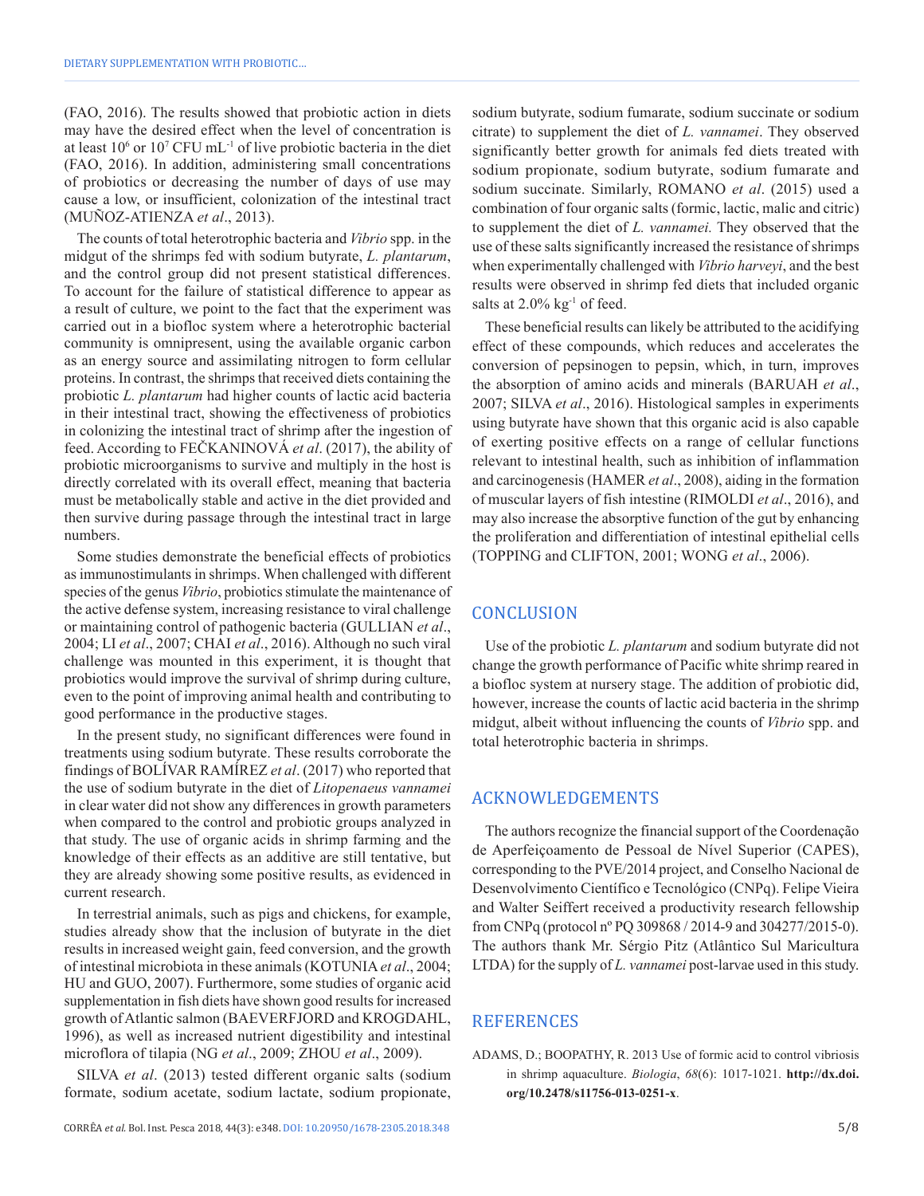(FAO, 2016). The results showed that probiotic action in diets may have the desired effect when the level of concentration is at least $10^6$ or $10^7$ CFU $mL^{-1}$ of live probiotic bacteria in the diet (FAO, 2016). In addition, administering small concentrations of probiotics or decreasing the number of days of use may cause a low, or insufficient, colonization of the intestinal tract (MUÑOZ-ATIENZA *et al*., 2013).

The counts of total heterotrophic bacteria and *Vibrio* spp. in the midgut of the shrimps fed with sodium butyrate, *L. plantarum*, and the control group did not present statistical differences. To account for the failure of statistical difference to appear as a result of culture, we point to the fact that the experiment was carried out in a biofloc system where a heterotrophic bacterial community is omnipresent, using the available organic carbon as an energy source and assimilating nitrogen to form cellular proteins. In contrast, the shrimps that received diets containing the probiotic *L. plantarum* had higher counts of lactic acid bacteria in their intestinal tract, showing the effectiveness of probiotics in colonizing the intestinal tract of shrimp after the ingestion of feed. According to FEČKANINOVÁ *et al*. (2017), the ability of probiotic microorganisms to survive and multiply in the host is directly correlated with its overall effect, meaning that bacteria must be metabolically stable and active in the diet provided and then survive during passage through the intestinal tract in large numbers.

Some studies demonstrate the beneficial effects of probiotics as immunostimulants in shrimps. When challenged with different species of the genus *Vibrio*, probiotics stimulate the maintenance of the active defense system, increasing resistance to viral challenge or maintaining control of pathogenic bacteria (GULLIAN *et al*., 2004; LI *et al*., 2007; CHAI *et al*., 2016). Although no such viral challenge was mounted in this experiment, it is thought that probiotics would improve the survival of shrimp during culture, even to the point of improving animal health and contributing to good performance in the productive stages.

In the present study, no significant differences were found in treatments using sodium butyrate. These results corroborate the findings of BOLÍVAR RAMÍREZ *et al*. (2017) who reported that the use of sodium butyrate in the diet of *Litopenaeus vannamei* in clear water did not show any differences in growth parameters when compared to the control and probiotic groups analyzed in that study. The use of organic acids in shrimp farming and the knowledge of their effects as an additive are still tentative, but they are already showing some positive results, as evidenced in current research.

In terrestrial animals, such as pigs and chickens, for example, studies already show that the inclusion of butyrate in the diet results in increased weight gain, feed conversion, and the growth of intestinal microbiota in these animals (KOTUNIA *et al*., 2004; HU and GUO, 2007). Furthermore, some studies of organic acid supplementation in fish diets have shown good results for increased growth of Atlantic salmon (BAEVERFJORD and KROGDAHL, 1996), as well as increased nutrient digestibility and intestinal microflora of tilapia (NG *et al*., 2009; ZHOU *et al*., 2009).

SILVA *et al*. (2013) tested different organic salts (sodium formate, sodium acetate, sodium lactate, sodium propionate, sodium butyrate, sodium fumarate, sodium succinate or sodium citrate) to supplement the diet of *L. vannamei*. They observed significantly better growth for animals fed diets treated with sodium propionate, sodium butyrate, sodium fumarate and sodium succinate. Similarly, ROMANO *et al*. (2015) used a combination of four organic salts (formic, lactic, malic and citric) to supplement the diet of *L. vannamei.* They observed that the use of these salts significantly increased the resistance of shrimps when experimentally challenged with *Vibrio harveyi*, and the best results were observed in shrimp fed diets that included organic salts at 2.0% $kg^{-1}$ of feed.

These beneficial results can likely be attributed to the acidifying effect of these compounds, which reduces and accelerates the conversion of pepsinogen to pepsin, which, in turn, improves the absorption of amino acids and minerals (BARUAH *et al*., 2007; SILVA *et al*., 2016). Histological samples in experiments using butyrate have shown that this organic acid is also capable of exerting positive effects on a range of cellular functions relevant to intestinal health, such as inhibition of inflammation and carcinogenesis (HAMER *et al*., 2008), aiding in the formation of muscular layers of fish intestine (RIMOLDI *et al*., 2016), and may also increase the absorptive function of the gut by enhancing the proliferation and differentiation of intestinal epithelial cells (TOPPING and CLIFTON, 2001; WONG *et al*., 2006).

## CONCLUSION

Use of the probiotic *L. plantarum* and sodium butyrate did not change the growth performance of Pacific white shrimp reared in a biofloc system at nursery stage. The addition of probiotic did, however, increase the counts of lactic acid bacteria in the shrimp midgut, albeit without influencing the counts of *Vibrio* spp. and total heterotrophic bacteria in shrimps.

## ACKNOWLEDGEMENTS

The authors recognize the financial support of the Coordenação de Aperfeiçoamento de Pessoal de Nível Superior (CAPES), corresponding to the PVE/2014 project, and Conselho Nacional de Desenvolvimento Científico e Tecnológico (CNPq). Felipe Vieira and Walter Seiffert received a productivity research fellowship from CNPq (protocol nº PQ 309868 / 2014-9 and 304277/2015-0). The authors thank Mr. Sérgio Pitz (Atlântico Sul Maricultura LTDA) for the supply of *L. vannamei* post-larvae used in this study.

## REFERENCES

ADAMS, D.; BOOPATHY, R. 2013 Use of formic acid to control vibriosis in shrimp aquaculture. *Biologia*, *68*(6): 1017-1021. **http://dx.doi.org/10.2478/s11756-013-0251-x**.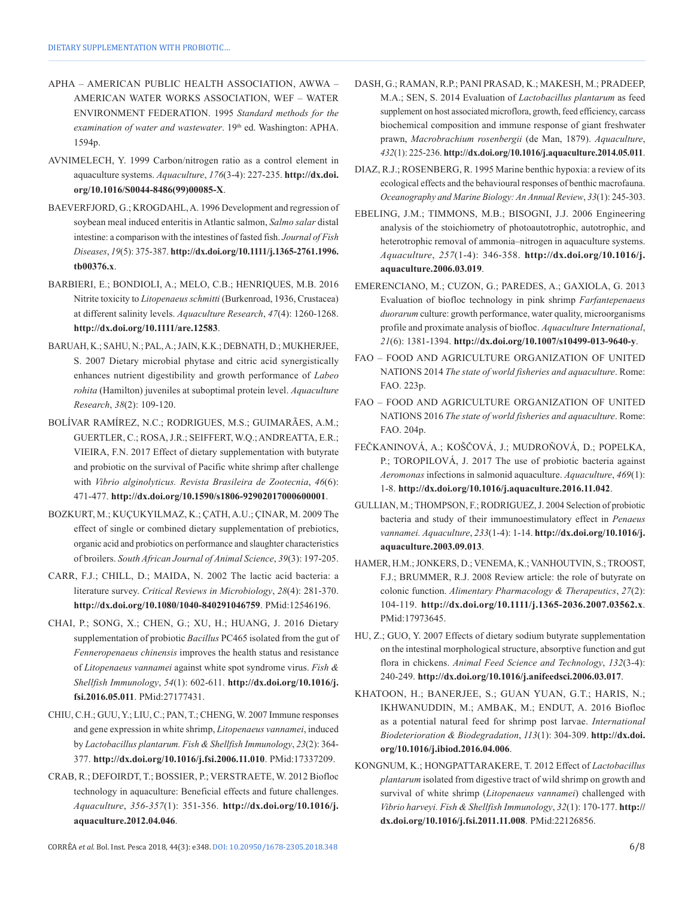APHA – AMERICAN PUBLIC HEALTH ASSOCIATION, AWWA – AMERICAN WATER WORKS ASSOCIATION, WEF – WATER ENVIRONMENT FEDERATION. 1995 *Standard methods for the examination of water and wastewater*. 19th ed. Washington: APHA. 1594p.

AVNIMELECH, Y. 1999 Carbon/nitrogen ratio as a control element in aquaculture systems. *Aquaculture*, *176*(3-4): 227-235. **http://dx.doi.org/10.1016/S0044-8486(99)00085-X**.

BAEVERFJORD, G.; KROGDAHL, A. 1996 Development and regression of soybean meal induced enteritis in Atlantic salmon, *Salmo salar* distal intestine: a comparison with the intestines of fasted fish. *Journal of Fish Diseases*, *19*(5): 375-387. **http://dx.doi.org/10.1111/j.1365-2761.1996.tb00376.x**.

BARBIERI, E.; BONDIOLI, A.; MELO, C.B.; HENRIQUES, M.B. 2016 Nitrite toxicity to *Litopenaeus schmitti* (Burkenroad, 1936, Crustacea) at different salinity levels. *Aquaculture Research*, *47*(4): 1260-1268. **http://dx.doi.org/10.1111/are.12583**.

BARUAH, K.; SAHU, N.; PAL, A.; JAIN, K.K.; DEBNATH, D.; MUKHERJEE, S. 2007 Dietary microbial phytase and citric acid synergistically enhances nutrient digestibility and growth performance of *Labeo rohita* (Hamilton) juveniles at suboptimal protein level. *Aquaculture Research*, *38*(2): 109-120.

BOLÍVAR RAMÍREZ, N.C.; RODRIGUES, M.S.; GUIMARÃES, A.M.; GUERTLER, C.; ROSA, J.R.; SEIFFERT, W.Q.; ANDREATTA, E.R.; VIEIRA, F.N. 2017 Effect of dietary supplementation with butyrate and probiotic on the survival of Pacific white shrimp after challenge with *Vibrio alginolyticus. Revista Brasileira de Zootecnia*, *46*(6): 471-477. **http://dx.doi.org/10.1590/s1806-92902017000600001**.

BOZKURT, M.; KUÇUKYILMAZ, K.; ÇATH, A.U.; ÇINAR, M. 2009 The effect of single or combined dietary supplementation of prebiotics, organic acid and probiotics on performance and slaughter characteristics of broilers. *South African Journal of Animal Science*, *39*(3): 197-205.

CARR, F.J.; CHILL, D.; MAIDA, N. 2002 The lactic acid bacteria: a literature survey. *Critical Reviews in Microbiology*, *28*(4): 281-370. **http://dx.doi.org/10.1080/1040-840291046759**. PMid:12546196.

CHAI, P.; SONG, X.; CHEN, G.; XU, H.; HUANG, J. 2016 Dietary supplementation of probiotic *Bacillus* PC465 isolated from the gut of *Fenneropenaeus chinensis* improves the health status and resistance of *Litopenaeus vannamei* against white spot syndrome virus. *Fish & Shellfish Immunology*, *54*(1): 602-611. **http://dx.doi.org/10.1016/j.fsi.2016.05.011**. PMid:27177431.

CHIU, C.H.; GUU, Y.; LIU, C.; PAN, T.; CHENG, W. 2007 Immune responses and gene expression in white shrimp, *Litopenaeus vannamei*, induced by *Lactobacillus plantarum. Fish & Shellfish Immunology*, *23*(2): 364-377. **http://dx.doi.org/10.1016/j.fsi.2006.11.010**. PMid:17337209.

CRAB, R.; DEFOIRDT, T.; BOSSIER, P.; VERSTRAETE, W. 2012 Biofloc technology in aquaculture: Beneficial effects and future challenges. *Aquaculture*, *356-357*(1): 351-356. **http://dx.doi.org/10.1016/j.aquaculture.2012.04.046**.

DASH, G.; RAMAN, R.P.; PANI PRASAD, K.; MAKESH, M.; PRADEEP, M.A.; SEN, S. 2014 Evaluation of *Lactobacillus plantarum* as feed supplement on host associated microflora, growth, feed efficiency, carcass biochemical composition and immune response of giant freshwater prawn, *Macrobrachium rosenbergii* (de Man, 1879). *Aquaculture*, *432*(1): 225-236. **http://dx.doi.org/10.1016/j.aquaculture.2014.05.011**.

DIAZ, R.J.; ROSENBERG, R. 1995 Marine benthic hypoxia: a review of its ecological effects and the behavioural responses of benthic macrofauna. *Oceanography and Marine Biology: An Annual Review*, *33*(1): 245-303.

EBELING, J.M.; TIMMONS, M.B.; BISOGNI, J.J. 2006 Engineering analysis of the stoichiometry of photoautotrophic, autotrophic, and heterotrophic removal of ammonia–nitrogen in aquaculture systems. *Aquaculture*, *257*(1-4): 346-358. **http://dx.doi.org/10.1016/j.aquaculture.2006.03.019**.

EMERENCIANO, M.; CUZON, G.; PAREDES, A.; GAXIOLA, G. 2013 Evaluation of biofloc technology in pink shrimp *Farfantepenaeus duorarum* culture: growth performance, water quality, microorganisms profile and proximate analysis of biofloc. *Aquaculture International*, *21*(6): 1381-1394. **http://dx.doi.org/10.1007/s10499-013-9640-y**.

FAO – FOOD AND AGRICULTURE ORGANIZATION OF UNITED NATIONS 2014 *The state of world fisheries and aquaculture*. Rome: FAO. 223p.

FAO – FOOD AND AGRICULTURE ORGANIZATION OF UNITED NATIONS 2016 *The state of world fisheries and aquaculture*. Rome: FAO. 204p.

FEČKANINOVÁ, A.; KOŠČOVÁ, J.; MUDROŇOVÁ, D.; POPELKA, P.; TOROPILOVÁ, J. 2017 The use of probiotic bacteria against *Aeromonas* infections in salmonid aquaculture. *Aquaculture*, *469*(1): 1-8. **http://dx.doi.org/10.1016/j.aquaculture.2016.11.042**.

GULLIAN, M.; THOMPSON, F.; RODRIGUEZ, J. 2004 Selection of probiotic bacteria and study of their immunoestimulatory effect in *Penaeus vannamei. Aquaculture*, *233*(1-4): 1-14. **http://dx.doi.org/10.1016/j.aquaculture.2003.09.013**.

HAMER, H.M.; JONKERS, D.; VENEMA, K.; VANHOUTVIN, S.; TROOST, F.J.; BRUMMER, R.J. 2008 Review article: the role of butyrate on colonic function. *Alimentary Pharmacology & Therapeutics*, *27*(2): 104-119. **http://dx.doi.org/10.1111/j.1365-2036.2007.03562.x**. PMid:17973645.

HU, Z.; GUO, Y. 2007 Effects of dietary sodium butyrate supplementation on the intestinal morphological structure, absorptive function and gut flora in chickens. *Animal Feed Science and Technology*, *132*(3-4): 240-249. **http://dx.doi.org/10.1016/j.anifeedsci.2006.03.017**.

KHATOON, H.; BANERJEE, S.; GUAN YUAN, G.T.; HARIS, N.; IKHWANUDDIN, M.; AMBAK, M.; ENDUT, A. 2016 Biofloc as a potential natural feed for shrimp post larvae. *International Biodeterioration & Biodegradation*, *113*(1): 304-309. **http://dx.doi.org/10.1016/j.ibiod.2016.04.006**.

KONGNUM, K.; HONGPATTARAKERE, T. 2012 Effect of *Lactobacillus plantarum* isolated from digestive tract of wild shrimp on growth and survival of white shrimp (*Litopenaeus vannamei*) challenged with *Vibrio harveyi. Fish & Shellfish Immunology*, *32*(1): 170-177. **http://dx.doi.org/10.1016/j.fsi.2011.11.008**. PMid:22126856.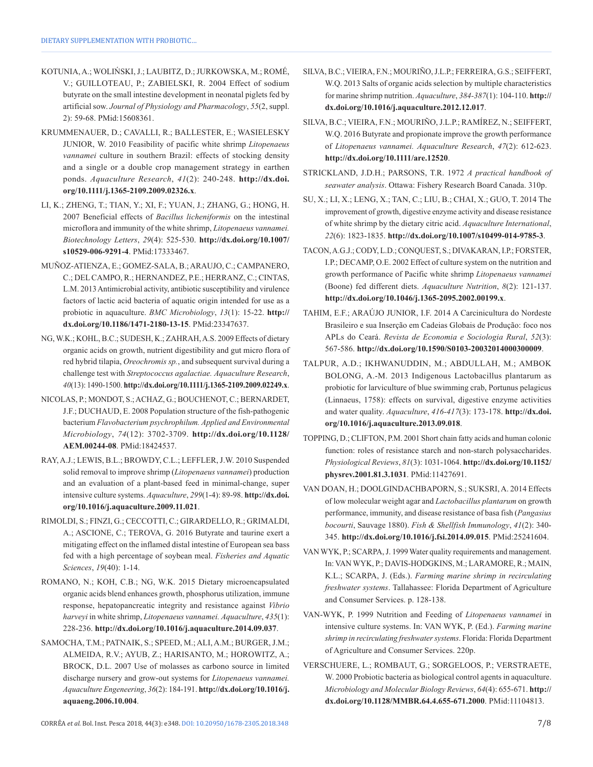KOTUNIA, A.; WOLIŃSKI, J.; LAUBITZ, D.; JURKOWSKA, M.; ROMÉ, V.; GUILLOTEAU, P.; ZABIELSKI, R. 2004 Effect of sodium butyrate on the small intestine development in neonatal piglets fed by artificial sow. *Journal of Physiology and Pharmacology*, *55*(2, suppl. 2): 59-68. PMid:15608361.

KRUMMENAUER, D.; CAVALLI, R.; BALLESTER, E.; WASIELESKY JUNIOR, W. 2010 Feasibility of pacific white shrimp *Litopenaeus vannamei* culture in southern Brazil: effects of stocking density and a single or a double crop management strategy in earthen ponds. *Aquaculture Research*, *41*(2): 240-248. **http://dx.doi.org/10.1111/j.1365-2109.2009.02326.x**.

LI, K.; ZHENG, T.; TIAN, Y.; XI, F.; YUAN, J.; ZHANG, G.; HONG, H. 2007 Beneficial effects of *Bacillus licheniformis* on the intestinal microflora and immunity of the white shrimp, *Litopenaeus vannamei. Biotechnology Letters*, *29*(4): 525-530. **http://dx.doi.org/10.1007/s10529-006-9291-4**. PMid:17333467.

MUÑOZ-ATIENZA, E.; GOMEZ-SALA, B.; ARAUJO, C.; CAMPANERO, C.; DEL CAMPO, R.; HERNANDEZ, P.E.; HERRANZ, C.; CINTAS, L.M. 2013 Antimicrobial activity, antibiotic susceptibility and virulence factors of lactic acid bacteria of aquatic origin intended for use as a probiotic in aquaculture. *BMC Microbiology*, *13*(1): 15-22. **http://dx.doi.org/10.1186/1471-2180-13-15**. PMid:23347637.

NG, W.K.; KOHL, B.C.; SUDESH, K.; ZAHRAH, A.S. 2009 Effects of dietary organic acids on growth, nutrient digestibility and gut micro flora of red hybrid tilapia, *Oreochromis sp.*, and subsequent survival during a challenge test with *Streptococcus agalactiae. Aquaculture Research*, *40*(13): 1490-1500. **http://dx.doi.org/10.1111/j.1365-2109.2009.02249.x**.

NICOLAS, P.; MONDOT, S.; ACHAZ, G.; BOUCHENOT, C.; BERNARDET, J.F.; DUCHAUD, E. 2008 Population structure of the fish-pathogenic bacterium *Flavobacterium psychrophilum. Applied and Environmental Microbiology*, *74*(12): 3702-3709. **http://dx.doi.org/10.1128/AEM.00244-08**. PMid:18424537.

RAY, A.J.; LEWIS, B.L.; BROWDY, C.L.; LEFFLER, J.W. 2010 Suspended solid removal to improve shrimp (*Litopenaeus vannamei*) production and an evaluation of a plant-based feed in minimal-change, super intensive culture systems. *Aquaculture*, *299*(1-4): 89-98. **http://dx.doi.org/10.1016/j.aquaculture.2009.11.021**.

RIMOLDI, S.; FINZI, G.; CECCOTTI, C.; GIRARDELLO, R.; GRIMALDI, A.; ASCIONE, C.; TEROVA, G. 2016 Butyrate and taurine exert a mitigating effect on the inflamed distal intestine of European sea bass fed with a high percentage of soybean meal. *Fisheries and Aquatic Sciences*, *19*(40): 1-14.

ROMANO, N.; KOH, C.B.; NG, W.K. 2015 Dietary microencapsulated organic acids blend enhances growth, phosphorus utilization, immune response, hepatopancreatic integrity and resistance against *Vibrio harveyi* in white shrimp, *Litopenaeus vannamei. Aquaculture*, *435*(1): 228-236. **http://dx.doi.org/10.1016/j.aquaculture.2014.09.037**.

SAMOCHA, T.M.; PATNAIK, S.; SPEED, M.; ALI, A.M.; BURGER, J.M.; ALMEIDA, R.V.; AYUB, Z.; HARISANTO, M.; HOROWITZ, A.; BROCK, D.L. 2007 Use of molasses as carbono source in limited discharge nursery and grow-out systems for *Litopenaeus vannamei. Aquaculture Engeneering*, *36*(2): 184-191. **http://dx.doi.org/10.1016/j.aquaeng.2006.10.004**.

SILVA, B.C.; VIEIRA, F.N.; MOURIÑO, J.L.P.; FERREIRA, G.S.; SEIFFERT, W.Q. 2013 Salts of organic acids selection by multiple characteristics for marine shrimp nutrition. *Aquaculture*, *384-387*(1): 104-110. **http://dx.doi.org/10.1016/j.aquaculture.2012.12.017**.

SILVA, B.C.; VIEIRA, F.N.; MOURIÑO, J.L.P.; RAMÍREZ, N.; SEIFFERT, W.Q. 2016 Butyrate and propionate improve the growth performance of *Litopenaeus vannamei. Aquaculture Research*, *47*(2): 612-623. **http://dx.doi.org/10.1111/are.12520**.

STRICKLAND, J.D.H.; PARSONS, T.R. 1972 *A practical handbook of seawater analysis*. Ottawa: Fishery Research Board Canada. 310p.

SU, X.; LI, X.; LENG, X.; TAN, C.; LIU, B.; CHAI, X.; GUO, T. 2014 The improvement of growth, digestive enzyme activity and disease resistance of white shrimp by the dietary citric acid. *Aquaculture International*, *22*(6): 1823-1835. **http://dx.doi.org/10.1007/s10499-014-9785-3**.

TACON, A.G.J.; CODY, L.D.; CONQUEST, S.; DIVAKARAN, I.P.; FORSTER, I.P.; DECAMP, O.E. 2002 Effect of culture system on the nutrition and growth performance of Pacific white shrimp *Litopenaeus vannamei* (Boone) fed different diets. *Aquaculture Nutrition*, *8*(2): 121-137. **http://dx.doi.org/10.1046/j.1365-2095.2002.00199.x**.

TAHIM, E.F.; ARAÚJO JUNIOR, I.F. 2014 A Carcinicultura do Nordeste Brasileiro e sua Inserção em Cadeias Globais de Produção: foco nos APLs do Ceará. *Revista de Economia e Sociologia Rural*, *52*(3): 567-586. **http://dx.doi.org/10.1590/S0103-20032014000300009**.

TALPUR, A.D.; IKHWANUDDIN, M.; ABDULLAH, M.; AMBOK BOLONG, A.-M. 2013 Indigenous Lactobacillus plantarum as probiotic for larviculture of blue swimming crab, Portunus pelagicus (Linnaeus, 1758): effects on survival, digestive enzyme activities and water quality. *Aquaculture*, *416-417*(3): 173-178. **http://dx.doi.org/10.1016/j.aquaculture.2013.09.018**.

TOPPING, D.; CLIFTON, P.M. 2001 Short chain fatty acids and human colonic function: roles of resistance starch and non-starch polysaccharides. *Physiological Reviews*, *81*(3): 1031-1064. **http://dx.doi.org/10.1152/physrev.2001.81.3.1031**. PMid:11427691.

VAN DOAN, H.; DOOLGINDACHBAPORN, S.; SUKSRI, A. 2014 Effects of low molecular weight agar and *Lactobacillus plantarum* on growth performance, immunity, and disease resistance of basa fish (*Pangasius bocourti*, Sauvage 1880). *Fish & Shellfish Immunology*, *41*(2): 340-345. **http://dx.doi.org/10.1016/j.fsi.2014.09.015**. PMid:25241604.

VAN WYK, P.; SCARPA, J. 1999 Water quality requirements and management. In: VAN WYK, P.; DAVIS-HODGKINS, M.; LARAMORE, R.; MAIN, K.L.; SCARPA, J. (Eds.). *Farming marine shrimp in recirculating freshwater systems*. Tallahassee: Florida Department of Agriculture and Consumer Services. p. 128-138.

VAN-WYK, P. 1999 Nutrition and Feeding of *Litopenaeus vannamei* in intensive culture systems. In: VAN WYK, P. (Ed.). *Farming marine shrimp in recirculating freshwater systems*. Florida: Florida Department of Agriculture and Consumer Services. 220p.

VERSCHUERE, L.; ROMBAUT, G.; SORGELOOS, P.; VERSTRAETE, W. 2000 Probiotic bacteria as biological control agents in aquaculture. *Microbiology and Molecular Biology Reviews*, *64*(4): 655-671. **http://dx.doi.org/10.1128/MMBR.64.4.655-671.2000**. PMid:11104813.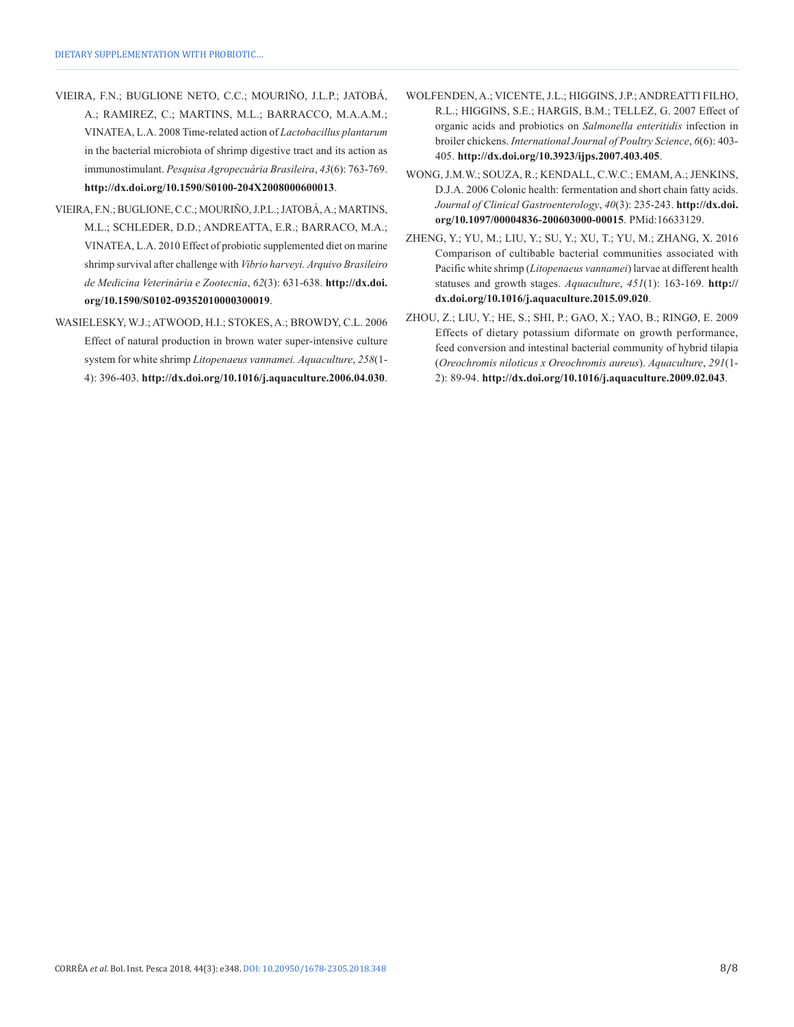VIEIRA, F.N.; BUGLIONE NETO, C.C.; MOURIÑO, J.L.P.; JATOBÁ, A.; RAMIREZ, C.; MARTINS, M.L.; BARRACCO, M.A.A.M.; VINATEA, L.A. 2008 Time-related action of *Lactobacillus plantarum* in the bacterial microbiota of shrimp digestive tract and its action as immunostimulant. *Pesquisa Agropecuária Brasileira*, *43*(6): 763-769. **http://dx.doi.org/10.1590/S0100-204X2008000600013**.

VIEIRA, F.N.; BUGLIONE, C.C.; MOURIÑO, J.P.L.; JATOBÁ, A.; MARTINS, M.L.; SCHLEDER, D.D.; ANDREATTA, E.R.; BARRACO, M.A.; VINATEA, L.A. 2010 Effect of probiotic supplemented diet on marine shrimp survival after challenge with *Vibrio harveyi. Arquivo Brasileiro de Medicina Veterinária e Zootecnia*, *62*(3): 631-638. **http://dx.doi.org/10.1590/S0102-09352010000300019**.

WASIELESKY, W.J.; ATWOOD, H.I.; STOKES, A.; BROWDY, C.L. 2006 Effect of natural production in brown water super-intensive culture system for white shrimp *Litopenaeus vannamei. Aquaculture*, *258*(1-4): 396-403. **http://dx.doi.org/10.1016/j.aquaculture.2006.04.030**.

WOLFENDEN, A.; VICENTE, J.L.; HIGGINS, J.P.; ANDREATTI FILHO, R.L.; HIGGINS, S.E.; HARGIS, B.M.; TELLEZ, G. 2007 Effect of organic acids and probiotics on *Salmonella enteritidis* infection in broiler chickens. *International Journal of Poultry Science*, *6*(6): 403-405. **http://dx.doi.org/10.3923/ijps.2007.403.405**.

WONG, J.M.W.; SOUZA, R.; KENDALL, C.W.C.; EMAM, A.; JENKINS, D.J.A. 2006 Colonic health: fermentation and short chain fatty acids. *Journal of Clinical Gastroenterology*, *40*(3): 235-243. **http://dx.doi.org/10.1097/00004836-200603000-00015**. PMid:16633129.

ZHENG, Y.; YU, M.; LIU, Y.; SU, Y.; XU, T.; YU, M.; ZHANG, X. 2016 Comparison of cultibable bacterial communities associated with Pacific white shrimp (*Litopenaeus vannamei*) larvae at different health statuses and growth stages. *Aquaculture*, *451*(1): 163-169. **http://dx.doi.org/10.1016/j.aquaculture.2015.09.020**.

ZHOU, Z.; LIU, Y.; HE, S.; SHI, P.; GAO, X.; YAO, B.; RINGØ, E. 2009 Effects of dietary potassium diformate on growth performance, feed conversion and intestinal bacterial community of hybrid tilapia (*Oreochromis niloticus x Oreochromis aureus*). *Aquaculture*, *291*(1-2): 89-94. **http://dx.doi.org/10.1016/j.aquaculture.2009.02.043**.